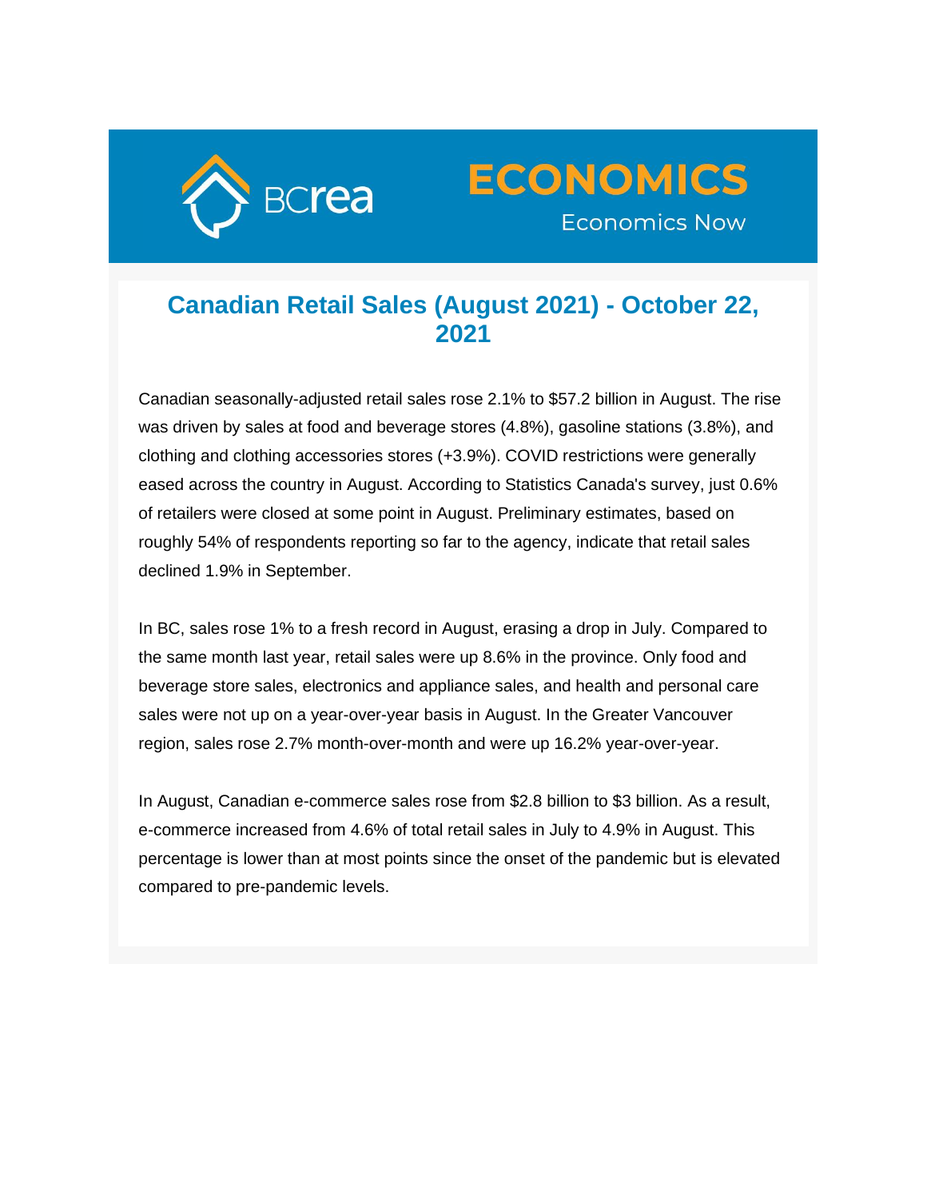BCrea

# ECONOMICS

Economics Now

## Canadian Retail Sales (August 2021) - October 22, 2021

Canadian seasonally-adjusted retail sales rose 2.1% to $57.2 billion in August. The rise was driven by sales at food and beverage stores (4.8%), gasoline stations (3.8%), and clothing and clothing accessories stores (+3.9%). COVID restrictions were generally eased across the country in August. According to Statistics Canada's survey, just 0.6% of retailers were closed at some point in August. Preliminary estimates, based on roughly 54% of respondents reporting so far to the agency, indicate that retail sales declined 1.9% in September.

In BC, sales rose 1% to a fresh record in August, erasing a drop in July. Compared to the same month last year, retail sales were up 8.6% in the province. Only food and beverage store sales, electronics and appliance sales, and health and personal care sales were not up on a year-over-year basis in August. In the Greater Vancouver region, sales rose 2.7% month-over-month and were up 16.2% year-over-year.

In August, Canadian e-commerce sales rose from $2.8 billion to $3 billion. As a result, e-commerce increased from 4.6% of total retail sales in July to 4.9% in August. This percentage is lower than at most points since the onset of the pandemic but is elevated compared to pre-pandemic levels.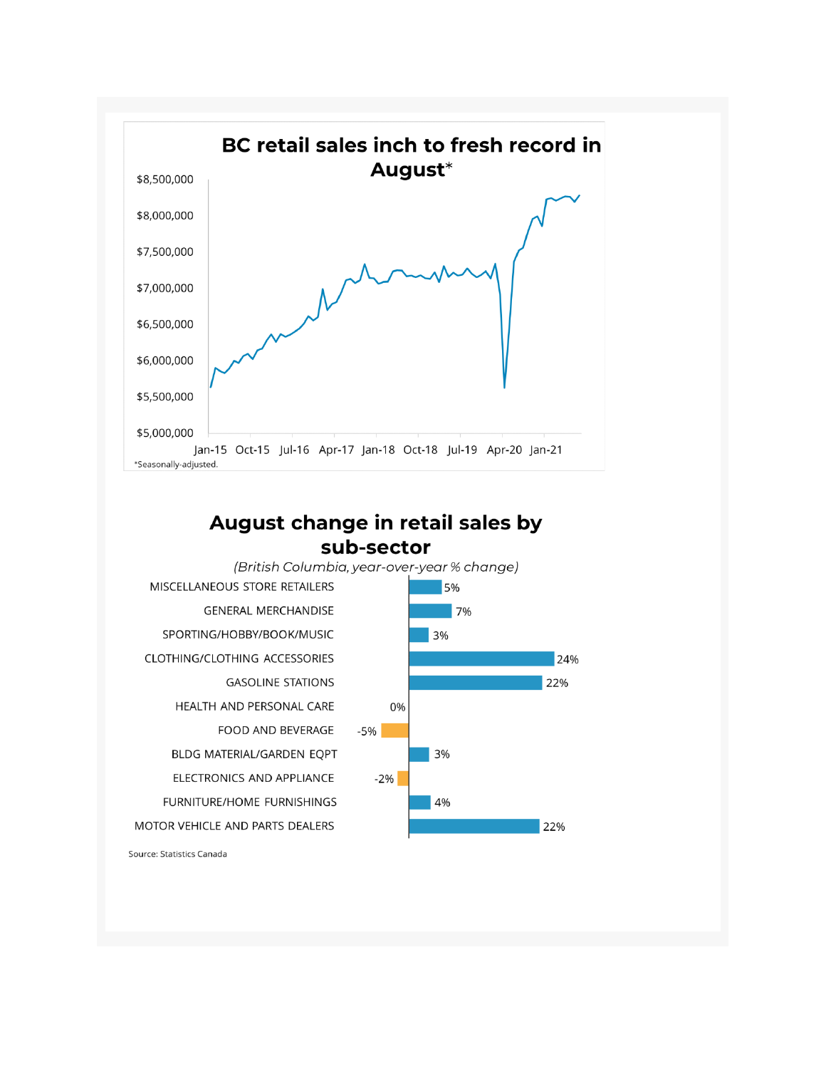## BC retail sales inch to fresh record in August*

$8,500,000
$8,000,000
$7,500,000
$7,000,000
$6,500,000
$6,000,000
$5,500,000
$5,000,000

Jan-15 Oct-15 Jul-16 Apr-17 Jan-18 Oct-18 Jul-19 Apr-20 Jan-21

*Seasonally-adjusted.

## August change in retail sales by sub-sector

*(British Columbia, year-over-year % change)*

MISCELLANEOUS STORE RETAILERS 5%
GENERAL MERCHANDISE 7%
SPORTING/HOBBY/BOOK/MUSIC 3%
CLOTHING/CLOTHING ACCESSORIES 24%
GASOLINE STATIONS 22%
HEALTH AND PERSONAL CARE 0%
FOOD AND BEVERAGE -5%
BLDG MATERIAL/GARDEN EQPT 3%
ELECTRONICS AND APPLIANCE -2%
FURNITURE/HOME FURNISHINGS 4%
MOTOR VEHICLE AND PARTS DEALERS 22%

Source: Statistics Canada